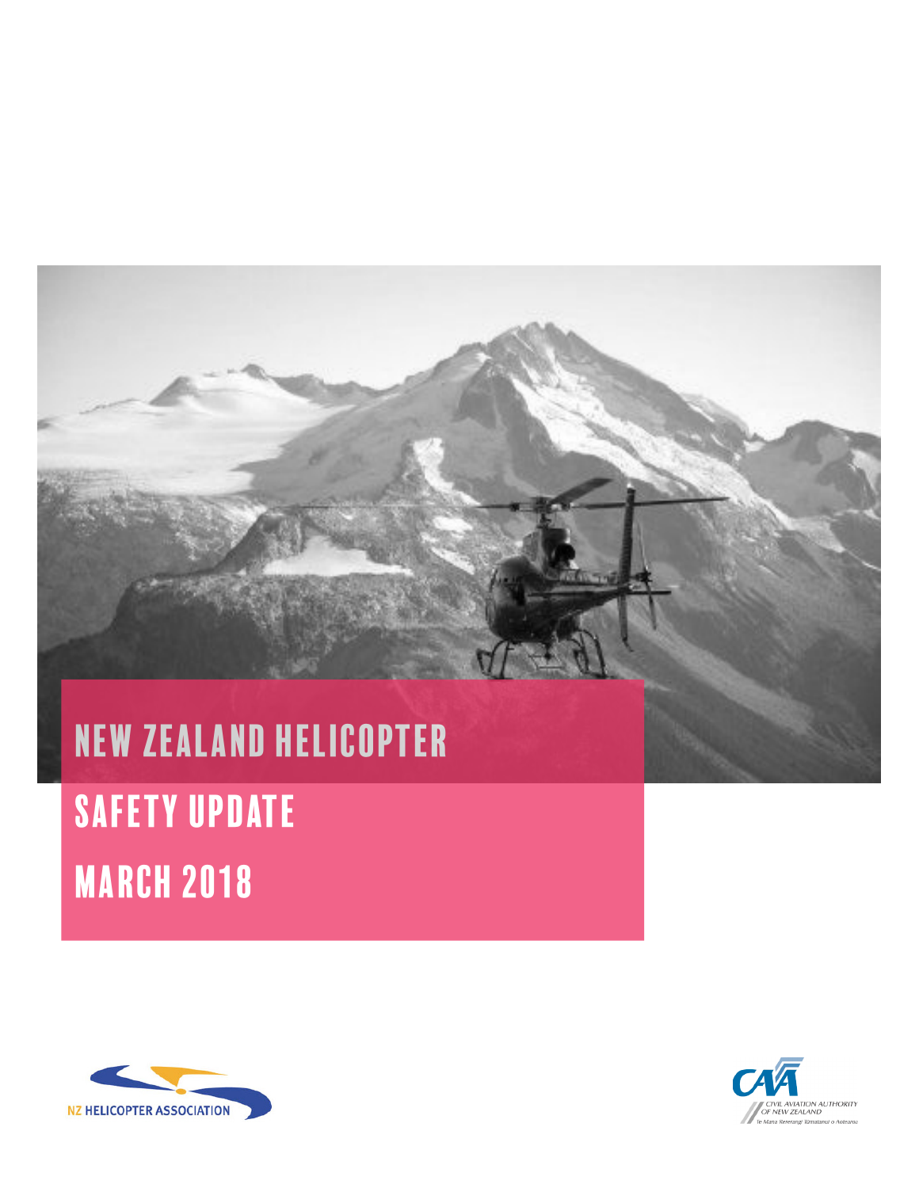# NEW ZEALAND HELICOPTER SAFETY UPDATE MARCH 2018

NZ HELICOPTER ASSOCIATION

CIVIL AVIATION AUTHORITY OF NEW ZEALAND
Te Mana Rererangi Tūmatanui o Aotearoa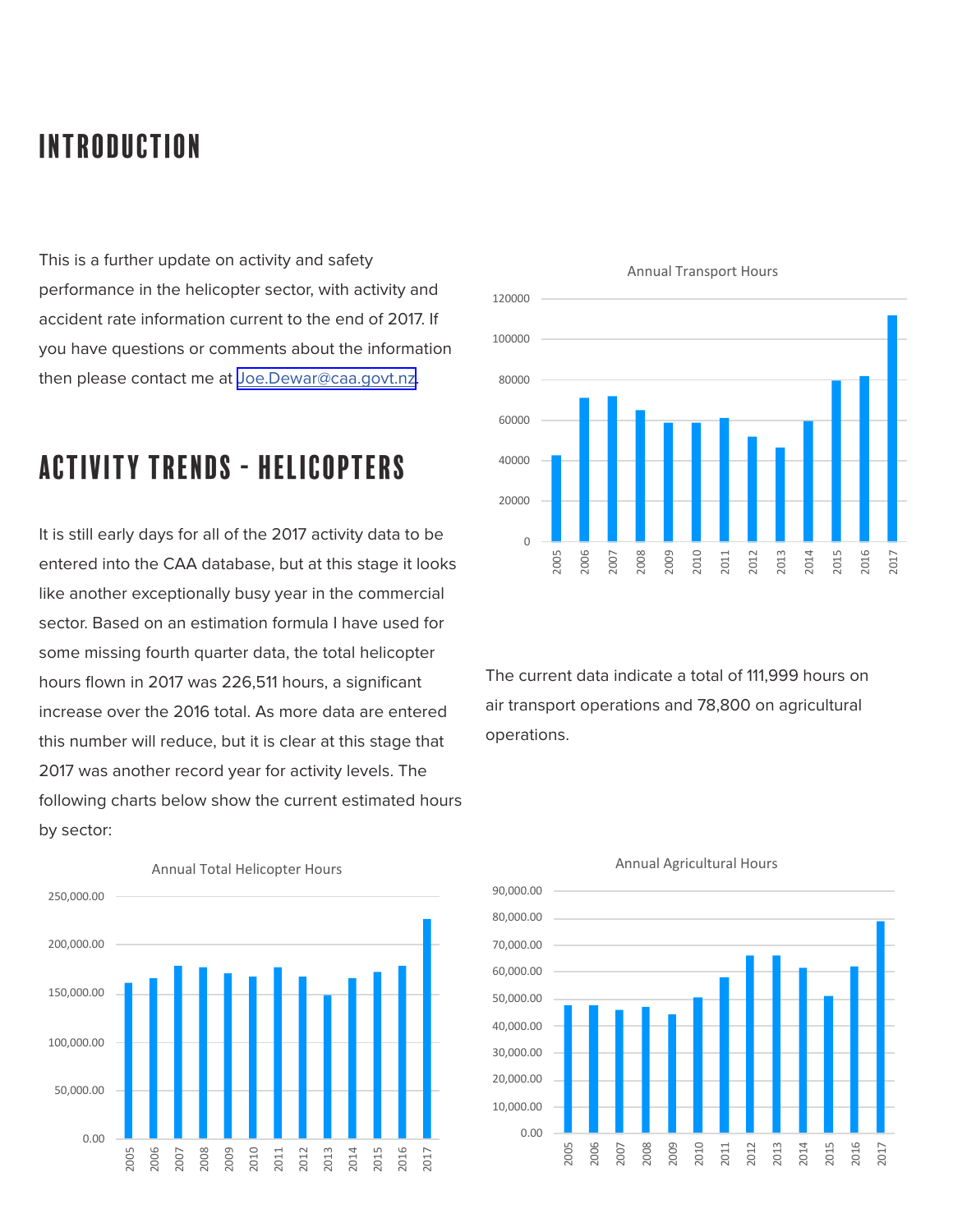# INTRODUCTION

This is a further update on activity and safety performance in the helicopter sector, with activity and accident rate information current to the end of 2017. If you have questions or comments about the information then please contact me at Joe.Dewar@caa.govt.nz.

# ACTIVITY TRENDS - HELICOPTERS

It is still early days for all of the 2017 activity data to be entered into the CAA database, but at this stage it looks like another exceptionally busy year in the commercial sector. Based on an estimation formula I have used for some missing fourth quarter data, the total helicopter hours flown in 2017 was 226,511 hours, a significant increase over the 2016 total. As more data are entered this number will reduce, but it is clear at this stage that 2017 was another record year for activity levels. The following charts below show the current estimated hours by sector:

The current data indicate a total of 111,999 hours on air transport operations and 78,800 on agricultural operations.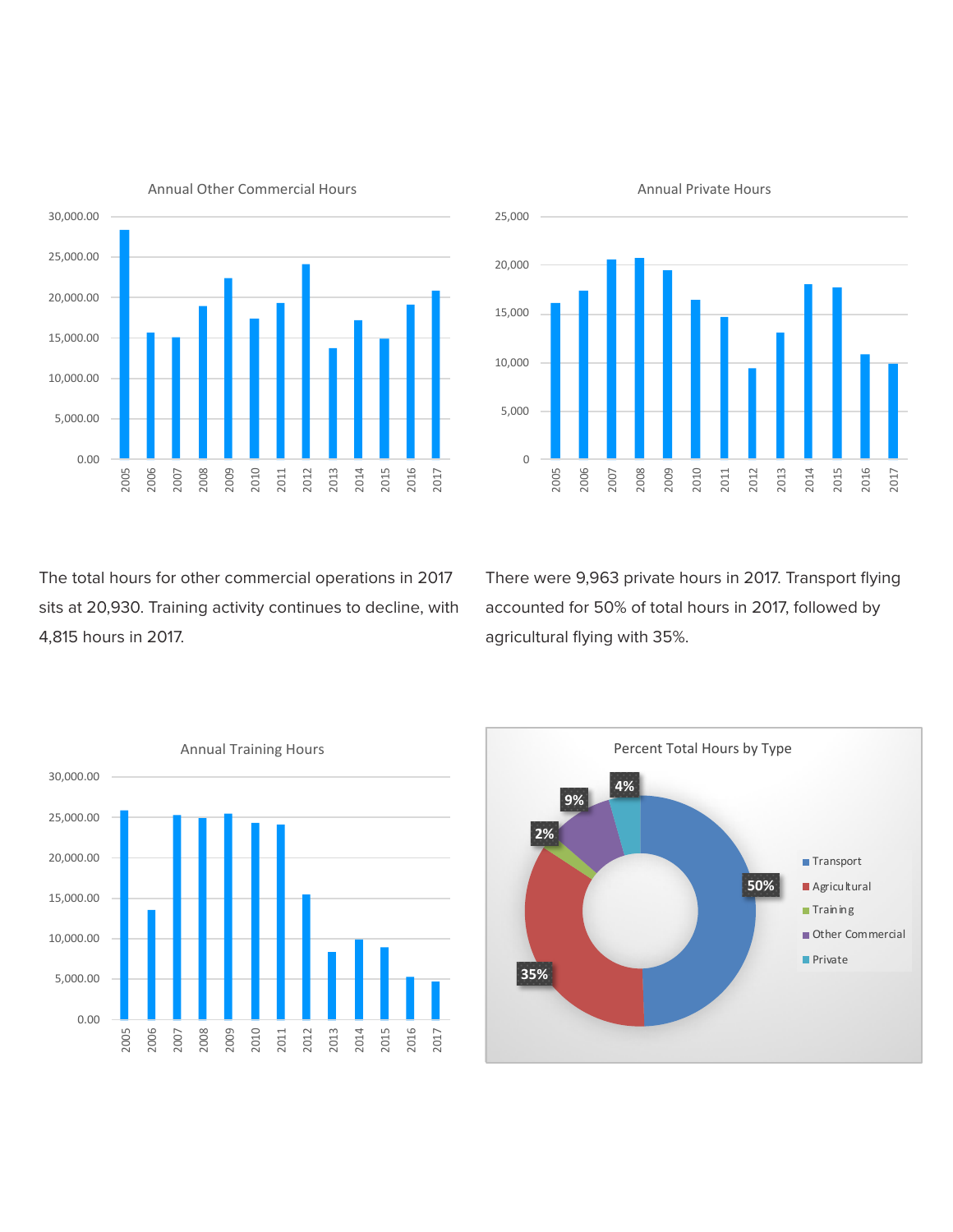Annual Other Commercial Hours

Annual Private Hours

The total hours for other commercial operations in 2017 sits at 20,930. Training activity continues to decline, with 4,815 hours in 2017.

There were 9,963 private hours in 2017. Transport flying accounted for 50% of total hours in 2017, followed by agricultural flying with 35%.

Annual Training Hours

Percent Total Hours by Type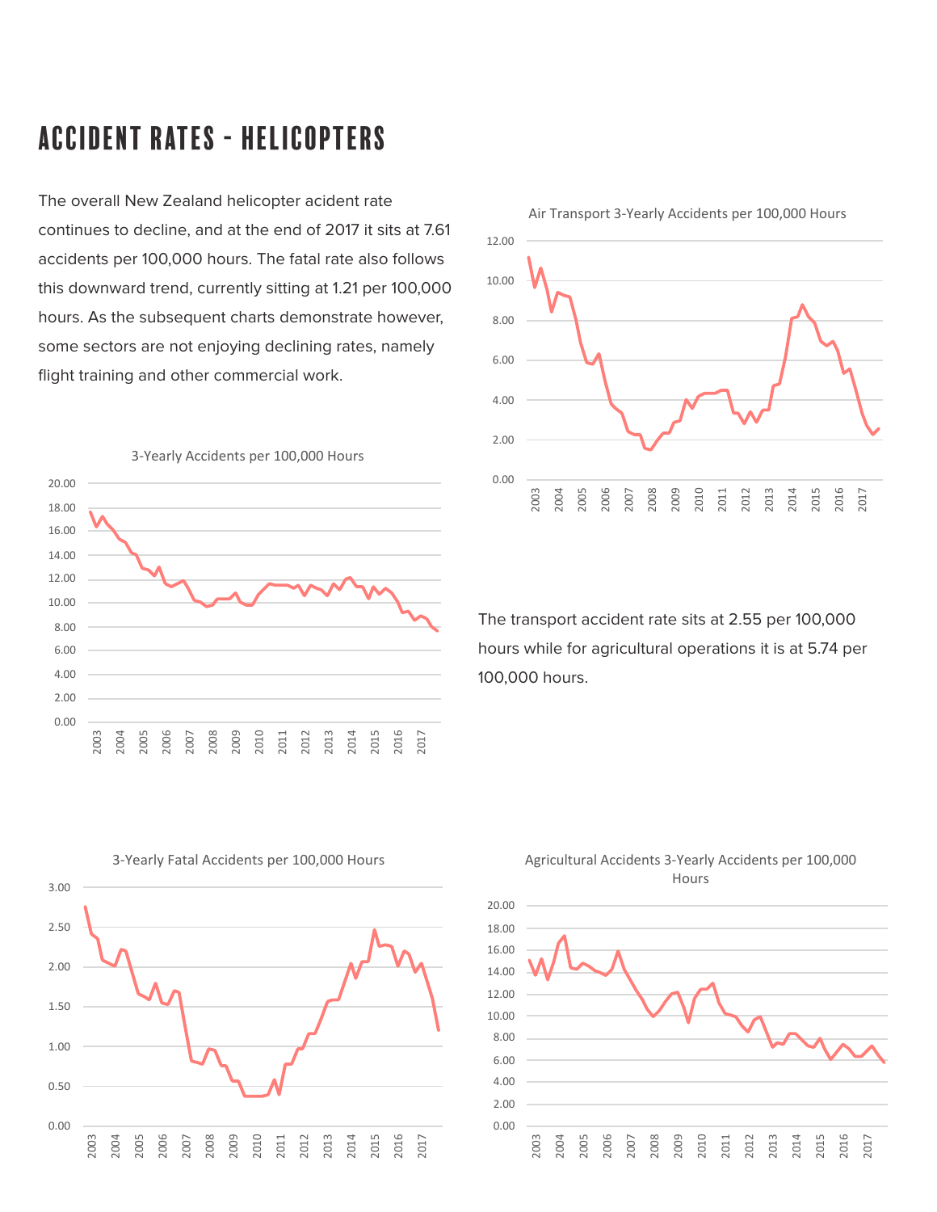# ACCIDENT RATES - HELICOPTERS

The overall New Zealand helicopter acident rate continues to decline, and at the end of 2017 it sits at 7.61 accidents per 100,000 hours. The fatal rate also follows this downward trend, currently sitting at 1.21 per 100,000 hours. As the subsequent charts demonstrate however, some sectors are not enjoying declining rates, namely flight training and other commercial work.

Air Transport 3-Yearly Accidents per 100,000 Hours

3-Yearly Accidents per 100,000 Hours

The transport accident rate sits at 2.55 per 100,000 hours while for agricultural operations it is at 5.74 per 100,000 hours.

3-Yearly Fatal Accidents per 100,000 Hours

Agricultural Accidents 3-Yearly Accidents per 100,000 Hours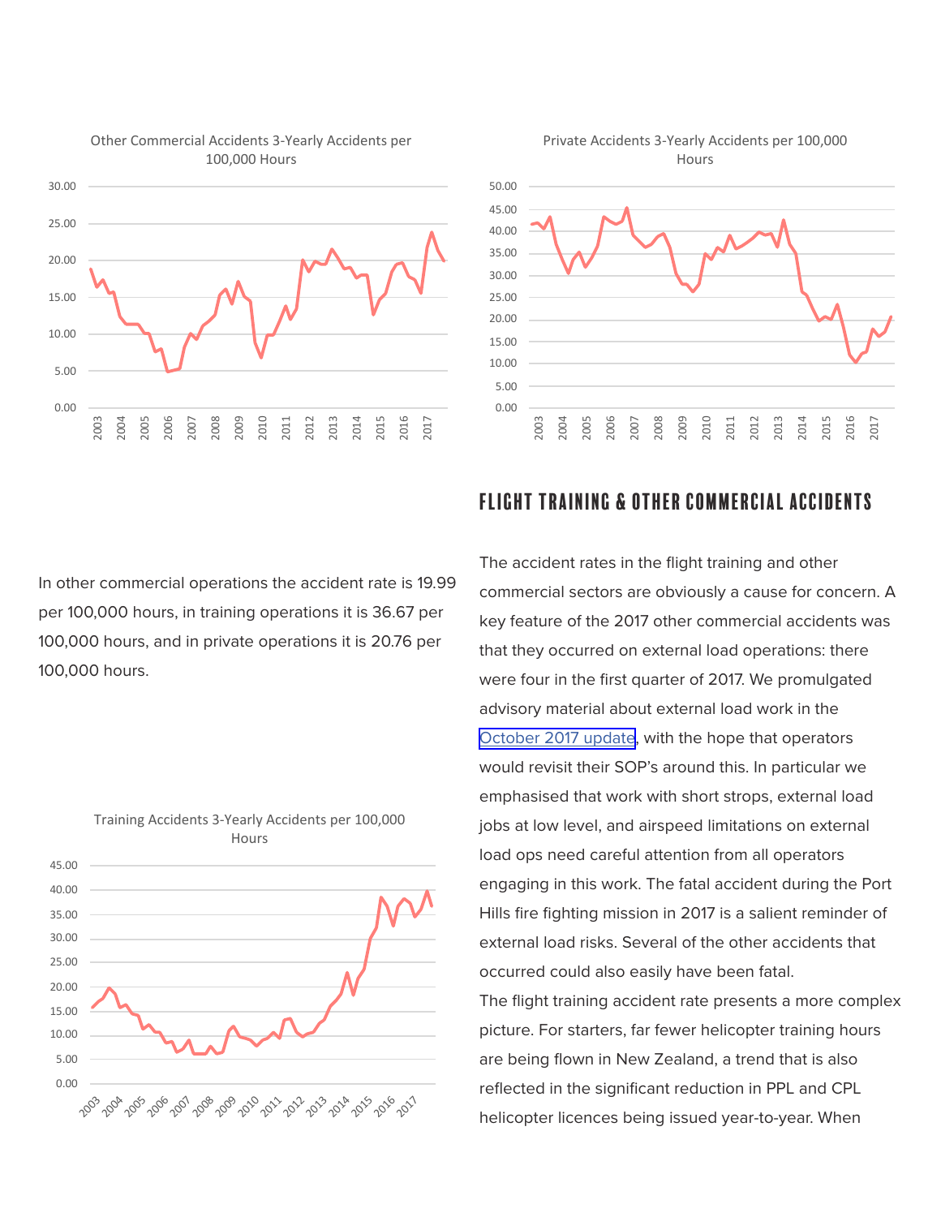Other Commercial Accidents 3-Yearly Accidents per 100,000 Hours

Private Accidents 3-Yearly Accidents per 100,000 Hours

In other commercial operations the accident rate is 19.99 per 100,000 hours, in training operations it is 36.67 per 100,000 hours, and in private operations it is 20.76 per 100,000 hours.

Training Accidents 3-Yearly Accidents per 100,000 Hours

## FLIGHT TRAINING & OTHER COMMERCIAL ACCIDENTS

The accident rates in the flight training and other commercial sectors are obviously a cause for concern. A key feature of the 2017 other commercial accidents was that they occurred on external load operations: there were four in the first quarter of 2017. We promulgated advisory material about external load work in the October 2017 update, with the hope that operators would revisit their SOP's around this. In particular we emphasised that work with short strops, external load jobs at low level, and airspeed limitations on external load ops need careful attention from all operators engaging in this work. The fatal accident during the Port Hills fire fighting mission in 2017 is a salient reminder of external load risks. Several of the other accidents that occurred could also easily have been fatal.

The flight training accident rate presents a more complex picture. For starters, far fewer helicopter training hours are being flown in New Zealand, a trend that is also reflected in the significant reduction in PPL and CPL helicopter licences being issued year-to-year. When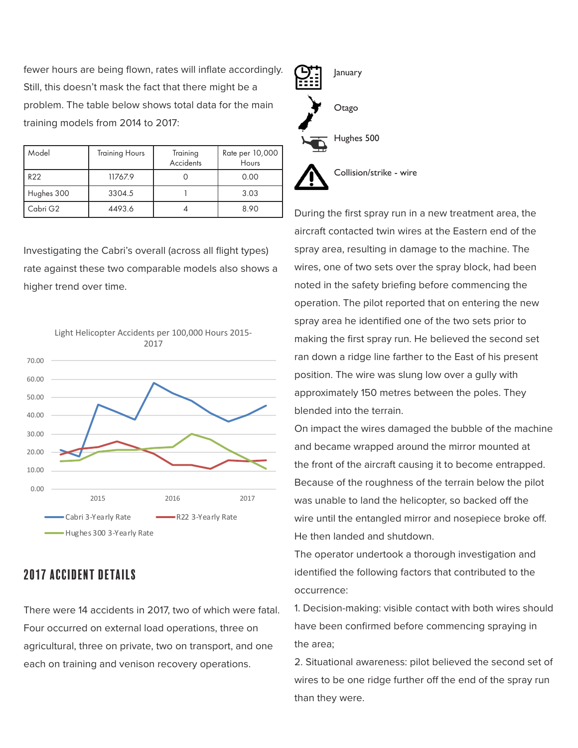fewer hours are being flown, rates will inflate accordingly. Still, this doesn't mask the fact that there might be a problem. The table below shows total data for the main training models from 2014 to 2017:

| Model | Training Hours | Training Accidents | Rate per 10,000 Hours |
|---|---|---|---|
| R22 | 11767.9 | 0 | 0.00 |
| Hughes 300 | 3304.5 | 1 | 3.03 |
| Cabri G2 | 4493.6 | 4 | 8.90 |

Investigating the Cabri's overall (across all flight types) rate against these two comparable models also shows a higher trend over time.

Light Helicopter Accidents per 100,000 Hours 2015-2017

Cabri 3-Yearly Rate, R22 3-Yearly Rate, Hughes 300 3-Yearly Rate

## 2017 ACCIDENT DETAILS

There were 14 accidents in 2017, two of which were fatal. Four occurred on external load operations, three on agricultural, three on private, two on transport, and one each on training and venison recovery operations.

January

Otago

Hughes 500

Collision/strike - wire

During the first spray run in a new treatment area, the aircraft contacted twin wires at the Eastern end of the spray area, resulting in damage to the machine. The wires, one of two sets over the spray block, had been noted in the safety briefing before commencing the operation. The pilot reported that on entering the new spray area he identified one of the two sets prior to making the first spray run. He believed the second set ran down a ridge line farther to the East of his present position. The wire was slung low over a gully with approximately 150 metres between the poles. They blended into the terrain.

On impact the wires damaged the bubble of the machine and became wrapped around the mirror mounted at the front of the aircraft causing it to become entrapped. Because of the roughness of the terrain below the pilot was unable to land the helicopter, so backed off the wire until the entangled mirror and nosepiece broke off. He then landed and shutdown.

The operator undertook a thorough investigation and identified the following factors that contributed to the occurrence:

1. Decision-making: visible contact with both wires should have been confirmed before commencing spraying in the area;
2. Situational awareness: pilot believed the second set of wires to be one ridge further off the end of the spray run than they were.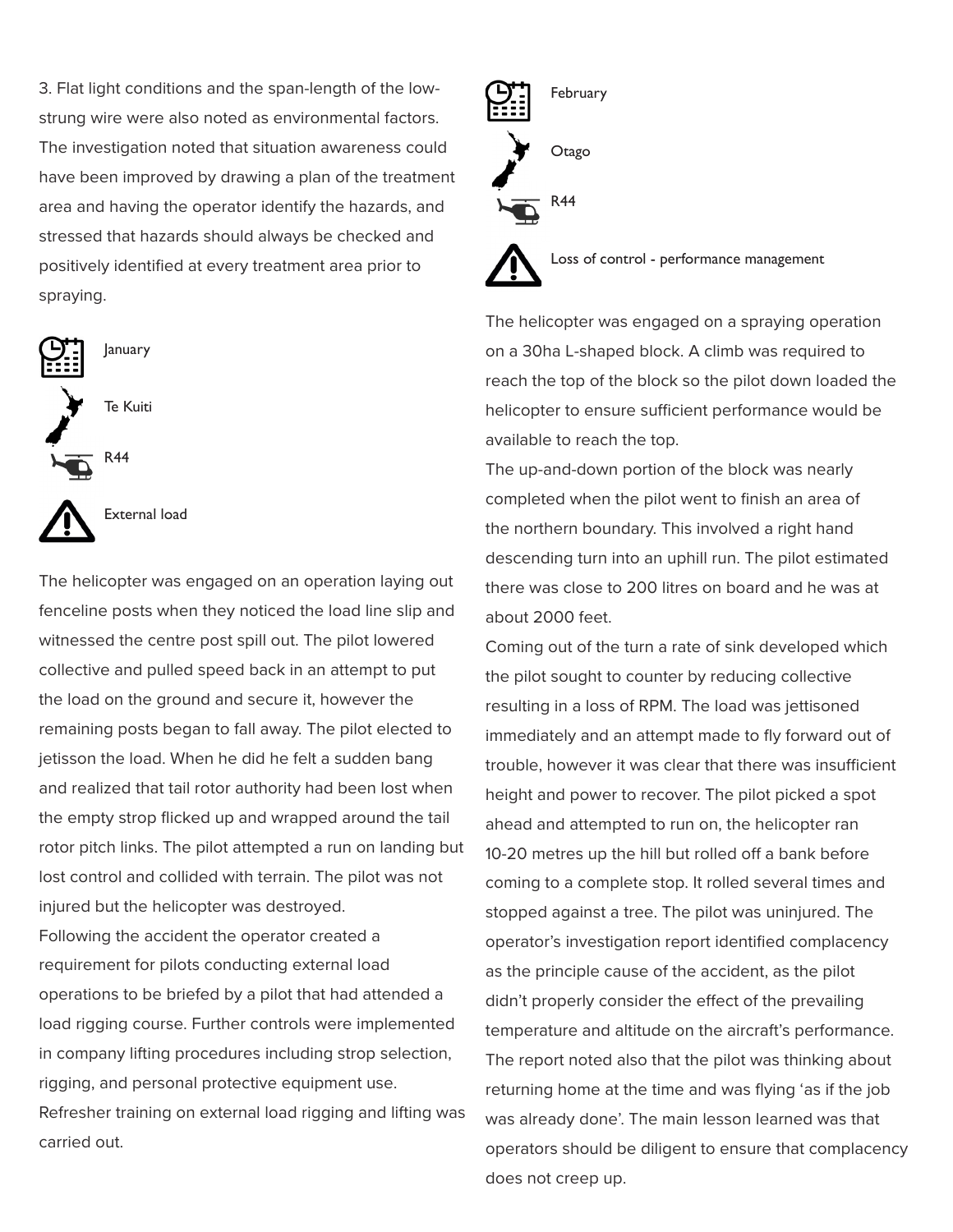3. Flat light conditions and the span-length of the low-strung wire were also noted as environmental factors. The investigation noted that situation awareness could have been improved by drawing a plan of the treatment area and having the operator identify the hazards, and stressed that hazards should always be checked and positively identified at every treatment area prior to spraying.

January

Te Kuiti

R44

External load

The helicopter was engaged on an operation laying out fenceline posts when they noticed the load line slip and witnessed the centre post spill out. The pilot lowered collective and pulled speed back in an attempt to put the load on the ground and secure it, however the remaining posts began to fall away. The pilot elected to jetisson the load. When he did he felt a sudden bang and realized that tail rotor authority had been lost when the empty strop flicked up and wrapped around the tail rotor pitch links. The pilot attempted a run on landing but lost control and collided with terrain. The pilot was not injured but the helicopter was destroyed.

Following the accident the operator created a requirement for pilots conducting external load operations to be briefed by a pilot that had attended a load rigging course. Further controls were implemented in company lifting procedures including strop selection, rigging, and personal protective equipment use. Refresher training on external load rigging and lifting was carried out.

February

Otago

R44

Loss of control - performance management

The helicopter was engaged on a spraying operation on a 30ha L-shaped block. A climb was required to reach the top of the block so the pilot down loaded the helicopter to ensure sufficient performance would be available to reach the top.

The up-and-down portion of the block was nearly completed when the pilot went to finish an area of the northern boundary. This involved a right hand descending turn into an uphill run. The pilot estimated there was close to 200 litres on board and he was at about 2000 feet.

Coming out of the turn a rate of sink developed which the pilot sought to counter by reducing collective resulting in a loss of RPM. The load was jettisoned immediately and an attempt made to fly forward out of trouble, however it was clear that there was insufficient height and power to recover. The pilot picked a spot ahead and attempted to run on, the helicopter ran 10-20 metres up the hill but rolled off a bank before coming to a complete stop. It rolled several times and stopped against a tree. The pilot was uninjured. The operator's investigation report identified complacency as the principle cause of the accident, as the pilot didn't properly consider the effect of the prevailing temperature and altitude on the aircraft's performance. The report noted also that the pilot was thinking about returning home at the time and was flying 'as if the job was already done'. The main lesson learned was that operators should be diligent to ensure that complacency does not creep up.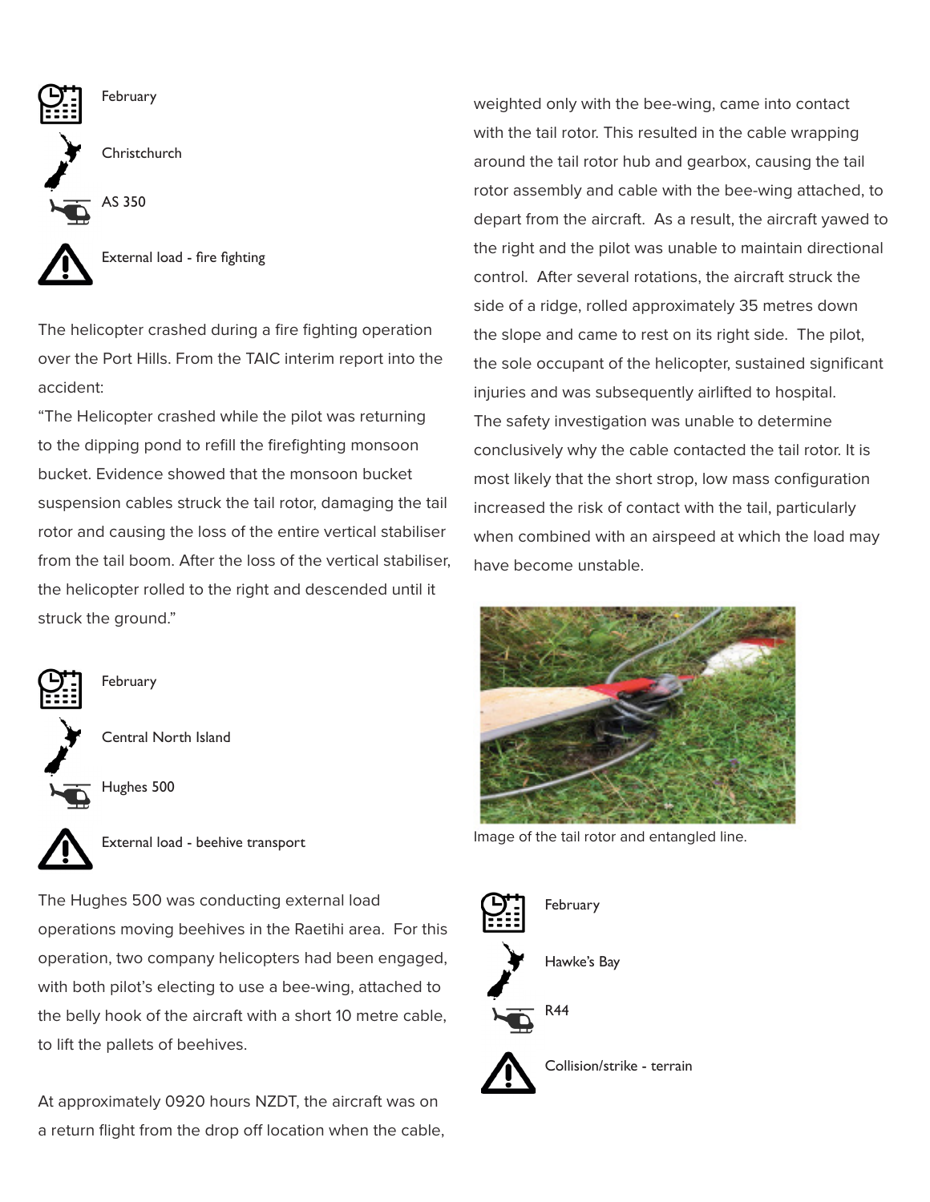February

Christchurch

AS 350

External load - fire fighting

The helicopter crashed during a fire fighting operation over the Port Hills. From the TAIC interim report into the accident:

"The Helicopter crashed while the pilot was returning to the dipping pond to refill the firefighting monsoon bucket. Evidence showed that the monsoon bucket suspension cables struck the tail rotor, damaging the tail rotor and causing the loss of the entire vertical stabiliser from the tail boom. After the loss of the vertical stabiliser, the helicopter rolled to the right and descended until it struck the ground."

February

Central North Island

Hughes 500

External load - beehive transport

The Hughes 500 was conducting external load operations moving beehives in the Raetihi area. For this operation, two company helicopters had been engaged, with both pilot's electing to use a bee-wing, attached to the belly hook of the aircraft with a short 10 metre cable, to lift the pallets of beehives.

At approximately 0920 hours NZDT, the aircraft was on a return flight from the drop off location when the cable, weighted only with the bee-wing, came into contact with the tail rotor. This resulted in the cable wrapping around the tail rotor hub and gearbox, causing the tail rotor assembly and cable with the bee-wing attached, to depart from the aircraft. As a result, the aircraft yawed to the right and the pilot was unable to maintain directional control. After several rotations, the aircraft struck the side of a ridge, rolled approximately 35 metres down the slope and came to rest on its right side. The pilot, the sole occupant of the helicopter, sustained significant injuries and was subsequently airlifted to hospital.

The safety investigation was unable to determine conclusively why the cable contacted the tail rotor. It is most likely that the short strop, low mass configuration increased the risk of contact with the tail, particularly when combined with an airspeed at which the load may have become unstable.

Image of the tail rotor and entangled line.

February

Hawke's Bay

R44

Collision/strike - terrain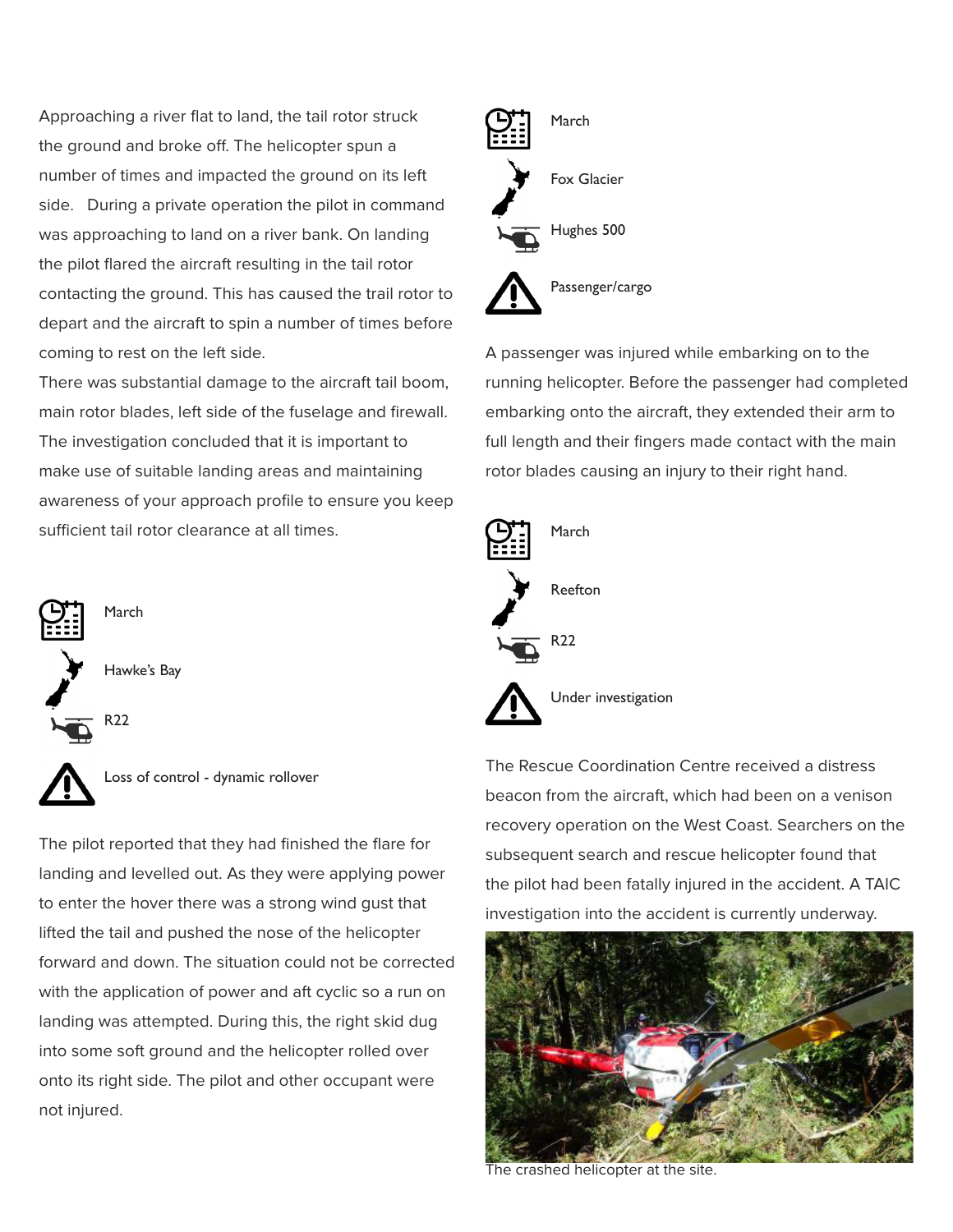Approaching a river flat to land, the tail rotor struck the ground and broke off. The helicopter spun a number of times and impacted the ground on its left side. During a private operation the pilot in command was approaching to land on a river bank. On landing the pilot flared the aircraft resulting in the tail rotor contacting the ground. This has caused the trail rotor to depart and the aircraft to spin a number of times before coming to rest on the left side.

There was substantial damage to the aircraft tail boom, main rotor blades, left side of the fuselage and firewall. The investigation concluded that it is important to make use of suitable landing areas and maintaining awareness of your approach profile to ensure you keep sufficient tail rotor clearance at all times.

March

Hawke's Bay

R22

Loss of control - dynamic rollover

The pilot reported that they had finished the flare for landing and levelled out. As they were applying power to enter the hover there was a strong wind gust that lifted the tail and pushed the nose of the helicopter forward and down. The situation could not be corrected with the application of power and aft cyclic so a run on landing was attempted. During this, the right skid dug into some soft ground and the helicopter rolled over onto its right side. The pilot and other occupant were not injured.

March

Fox Glacier

Hughes 500

Passenger/cargo

A passenger was injured while embarking on to the running helicopter. Before the passenger had completed embarking onto the aircraft, they extended their arm to full length and their fingers made contact with the main rotor blades causing an injury to their right hand.

March

Reefton

R22

Under investigation

The Rescue Coordination Centre received a distress beacon from the aircraft, which had been on a venison recovery operation on the West Coast. Searchers on the subsequent search and rescue helicopter found that the pilot had been fatally injured in the accident. A TAIC investigation into the accident is currently underway.

The crashed helicopter at the site.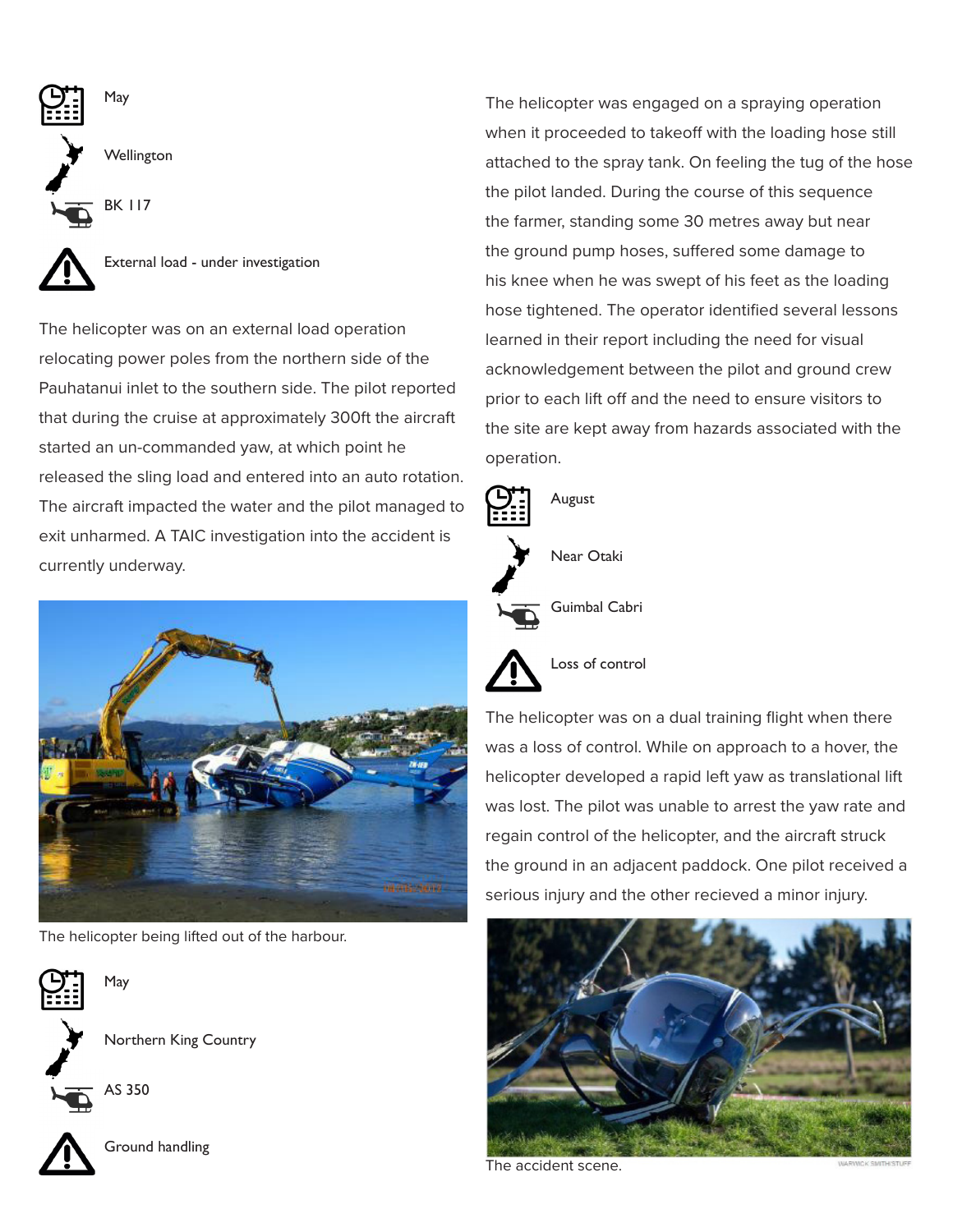May

Wellington

BK 117

External load - under investigation

The helicopter was on an external load operation relocating power poles from the northern side of the Pauhatanui inlet to the southern side. The pilot reported that during the cruise at approximately 300ft the aircraft started an un-commanded yaw, at which point he released the sling load and entered into an auto rotation. The aircraft impacted the water and the pilot managed to exit unharmed. A TAIC investigation into the accident is currently underway.

The helicopter being lifted out of the harbour.

May

Northern King Country

AS 350

Ground handling

The helicopter was engaged on a spraying operation when it proceeded to takeoff with the loading hose still attached to the spray tank. On feeling the tug of the hose the pilot landed. During the course of this sequence the farmer, standing some 30 metres away but near the ground pump hoses, suffered some damage to his knee when he was swept of his feet as the loading hose tightened. The operator identified several lessons learned in their report including the need for visual acknowledgement between the pilot and ground crew prior to each lift off and the need to ensure visitors to the site are kept away from hazards associated with the operation.

August

Near Otaki

Guimbal Cabri

Loss of control

The helicopter was on a dual training flight when there was a loss of control. While on approach to a hover, the helicopter developed a rapid left yaw as translational lift was lost. The pilot was unable to arrest the yaw rate and regain control of the helicopter, and the aircraft struck the ground in an adjacent paddock. One pilot received a serious injury and the other recieved a minor injury.

The accident scene.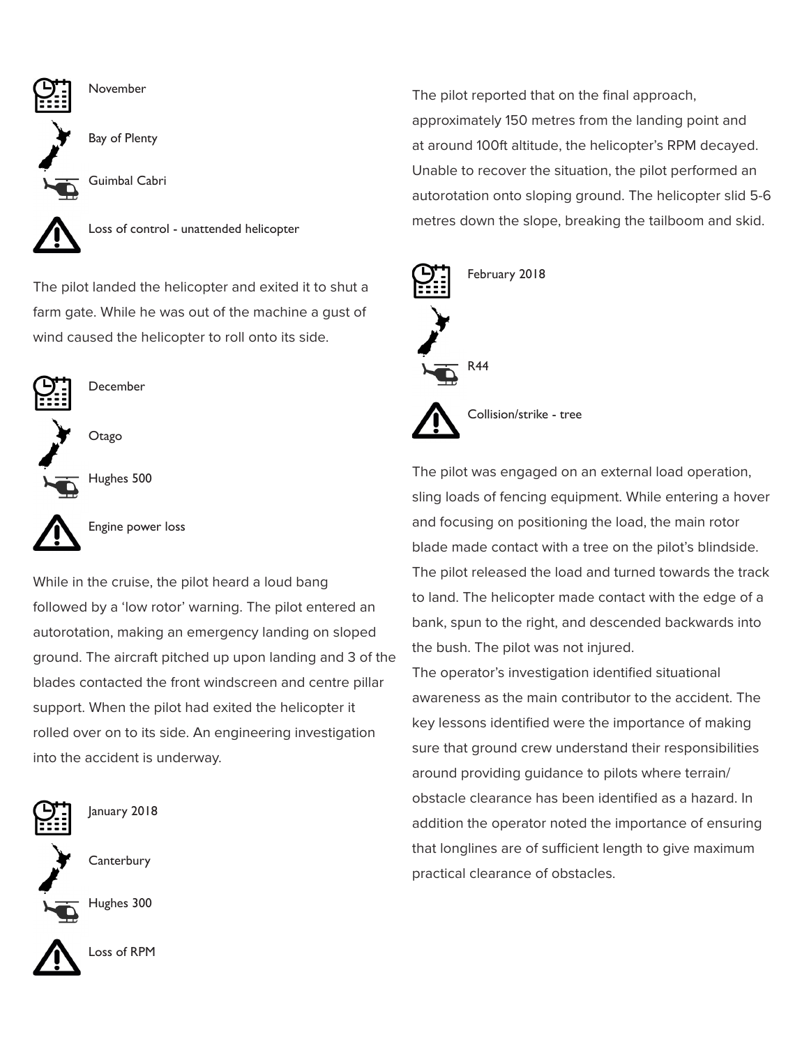November

Bay of Plenty

Guimbal Cabri

Loss of control - unattended helicopter

The pilot landed the helicopter and exited it to shut a farm gate. While he was out of the machine a gust of wind caused the helicopter to roll onto its side.

December

Otago

Hughes 500

Engine power loss

While in the cruise, the pilot heard a loud bang followed by a 'low rotor' warning. The pilot entered an autorotation, making an emergency landing on sloped ground. The aircraft pitched up upon landing and 3 of the blades contacted the front windscreen and centre pillar support. When the pilot had exited the helicopter it rolled over on to its side. An engineering investigation into the accident is underway.

January 2018

Canterbury

Hughes 300

Loss of RPM

The pilot reported that on the final approach, approximately 150 metres from the landing point and at around 100ft altitude, the helicopter's RPM decayed. Unable to recover the situation, the pilot performed an autorotation onto sloping ground. The helicopter slid 5-6 metres down the slope, breaking the tailboom and skid.

February 2018

R44

Collision/strike - tree

The pilot was engaged on an external load operation, sling loads of fencing equipment. While entering a hover and focusing on positioning the load, the main rotor blade made contact with a tree on the pilot's blindside. The pilot released the load and turned towards the track to land. The helicopter made contact with the edge of a bank, spun to the right, and descended backwards into the bush. The pilot was not injured.

The operator's investigation identified situational awareness as the main contributor to the accident. The key lessons identified were the importance of making sure that ground crew understand their responsibilities around providing guidance to pilots where terrain/obstacle clearance has been identified as a hazard. In addition the operator noted the importance of ensuring that longlines are of sufficient length to give maximum practical clearance of obstacles.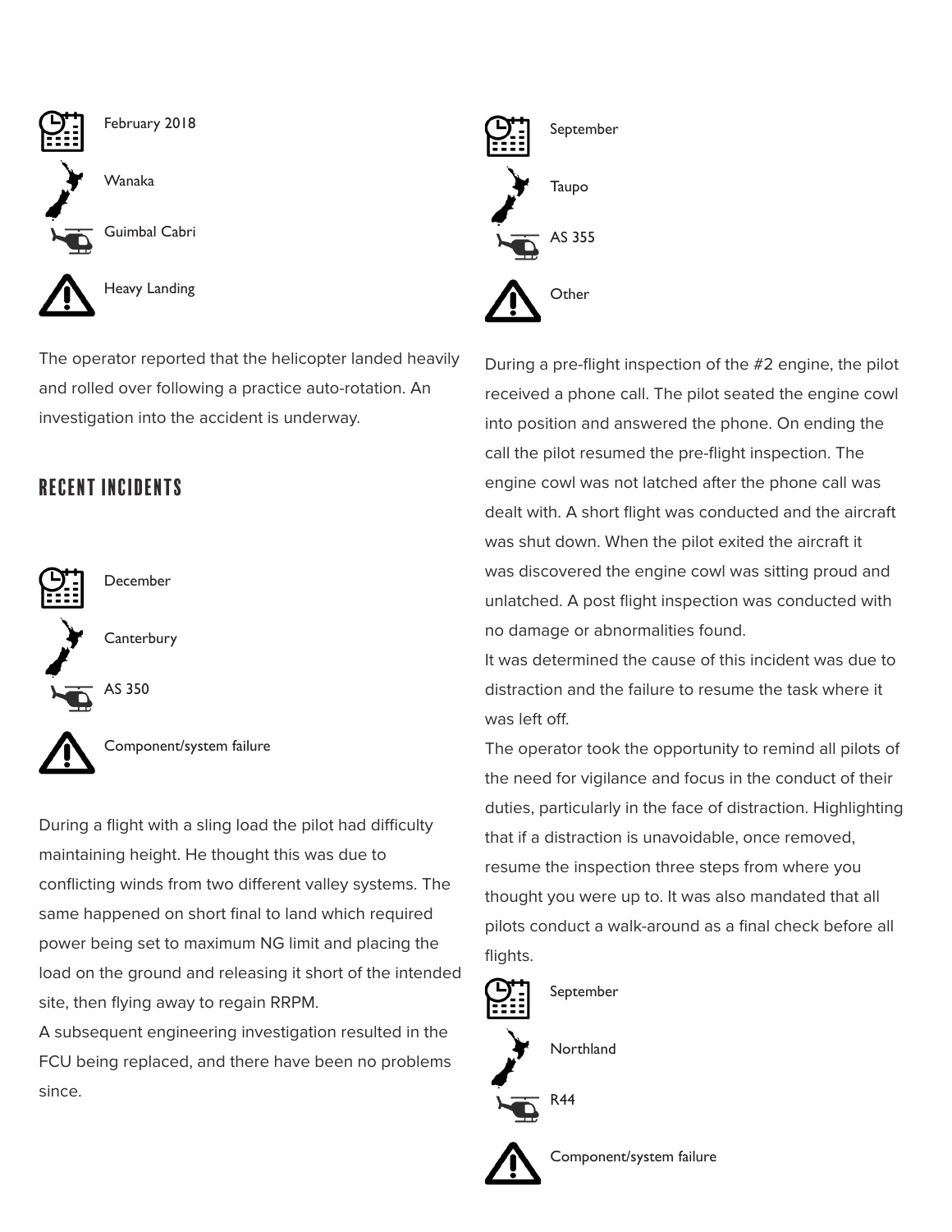February 2018

Wanaka

Guimbal Cabri

Heavy Landing

The operator reported that the helicopter landed heavily and rolled over following a practice auto-rotation. An investigation into the accident is underway.

## RECENT INCIDENTS

December

Canterbury

AS 350

Component/system failure

During a flight with a sling load the pilot had difficulty maintaining height. He thought this was due to conflicting winds from two different valley systems. The same happened on short final to land which required power being set to maximum NG limit and placing the load on the ground and releasing it short of the intended site, then flying away to regain RRPM.

A subsequent engineering investigation resulted in the FCU being replaced, and there have been no problems since.

September

Taupo

AS 355

Other

During a pre-flight inspection of the #2 engine, the pilot received a phone call. The pilot seated the engine cowl into position and answered the phone. On ending the call the pilot resumed the pre-flight inspection. The engine cowl was not latched after the phone call was dealt with. A short flight was conducted and the aircraft was shut down. When the pilot exited the aircraft it was discovered the engine cowl was sitting proud and unlatched. A post flight inspection was conducted with no damage or abnormalities found.

It was determined the cause of this incident was due to distraction and the failure to resume the task where it was left off.

The operator took the opportunity to remind all pilots of the need for vigilance and focus in the conduct of their duties, particularly in the face of distraction. Highlighting that if a distraction is unavoidable, once removed, resume the inspection three steps from where you thought you were up to. It was also mandated that all pilots conduct a walk-around as a final check before all flights.

September

Northland

R44

Component/system failure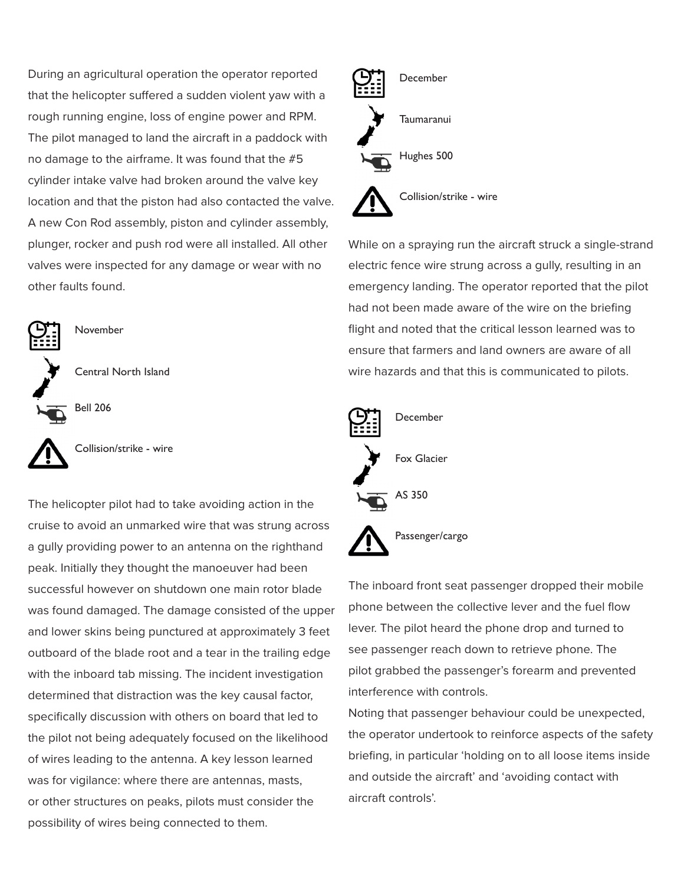During an agricultural operation the operator reported that the helicopter suffered a sudden violent yaw with a rough running engine, loss of engine power and RPM. The pilot managed to land the aircraft in a paddock with no damage to the airframe. It was found that the #5 cylinder intake valve had broken around the valve key location and that the piston had also contacted the valve. A new Con Rod assembly, piston and cylinder assembly, plunger, rocker and push rod were all installed. All other valves were inspected for any damage or wear with no other faults found.

November

Central North Island

Bell 206

Collision/strike - wire

The helicopter pilot had to take avoiding action in the cruise to avoid an unmarked wire that was strung across a gully providing power to an antenna on the righthand peak. Initially they thought the manoeuver had been successful however on shutdown one main rotor blade was found damaged. The damage consisted of the upper and lower skins being punctured at approximately 3 feet outboard of the blade root and a tear in the trailing edge with the inboard tab missing. The incident investigation determined that distraction was the key causal factor, specifically discussion with others on board that led to the pilot not being adequately focused on the likelihood of wires leading to the antenna. A key lesson learned was for vigilance: where there are antennas, masts, or other structures on peaks, pilots must consider the possibility of wires being connected to them.

December

Taumaranui

Hughes 500

Collision/strike - wire

While on a spraying run the aircraft struck a single-strand electric fence wire strung across a gully, resulting in an emergency landing. The operator reported that the pilot had not been made aware of the wire on the briefing flight and noted that the critical lesson learned was to ensure that farmers and land owners are aware of all wire hazards and that this is communicated to pilots.

December

Fox Glacier

AS 350

Passenger/cargo

The inboard front seat passenger dropped their mobile phone between the collective lever and the fuel flow lever. The pilot heard the phone drop and turned to see passenger reach down to retrieve phone. The pilot grabbed the passenger's forearm and prevented interference with controls.

Noting that passenger behaviour could be unexpected, the operator undertook to reinforce aspects of the safety briefing, in particular 'holding on to all loose items inside and outside the aircraft' and 'avoiding contact with aircraft controls'.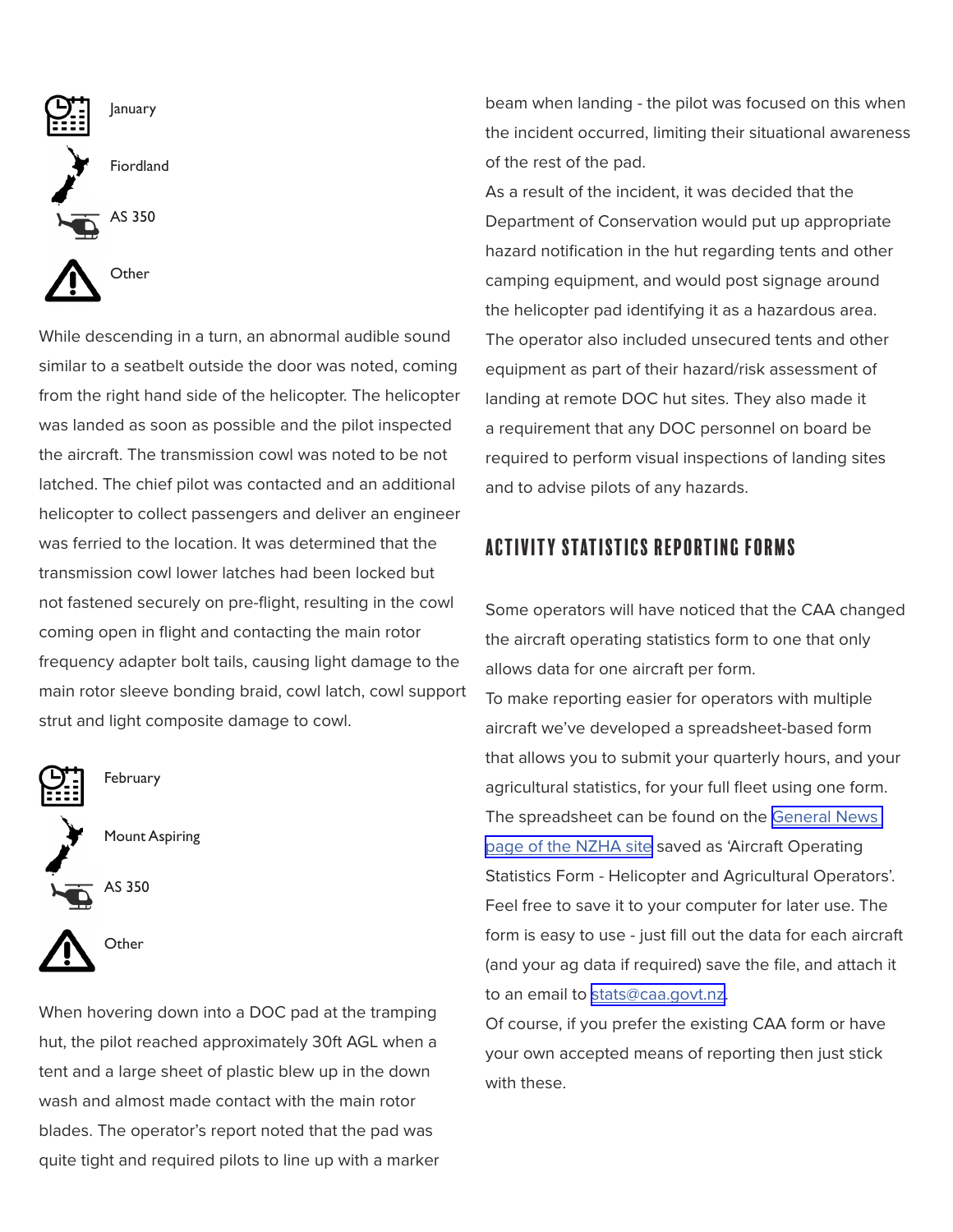January

Fiordland

AS 350

Other

While descending in a turn, an abnormal audible sound similar to a seatbelt outside the door was noted, coming from the right hand side of the helicopter. The helicopter was landed as soon as possible and the pilot inspected the aircraft. The transmission cowl was noted to be not latched. The chief pilot was contacted and an additional helicopter to collect passengers and deliver an engineer was ferried to the location. It was determined that the transmission cowl lower latches had been locked but not fastened securely on pre-flight, resulting in the cowl coming open in flight and contacting the main rotor frequency adapter bolt tails, causing light damage to the main rotor sleeve bonding braid, cowl latch, cowl support strut and light composite damage to cowl.

February

Mount Aspiring

AS 350

Other

When hovering down into a DOC pad at the tramping hut, the pilot reached approximately 30ft AGL when a tent and a large sheet of plastic blew up in the down wash and almost made contact with the main rotor blades. The operator's report noted that the pad was quite tight and required pilots to line up with a marker beam when landing - the pilot was focused on this when the incident occurred, limiting their situational awareness of the rest of the pad.

As a result of the incident, it was decided that the Department of Conservation would put up appropriate hazard notification in the hut regarding tents and other camping equipment, and would post signage around the helicopter pad identifying it as a hazardous area. The operator also included unsecured tents and other equipment as part of their hazard/risk assessment of landing at remote DOC hut sites. They also made it a requirement that any DOC personnel on board be required to perform visual inspections of landing sites and to advise pilots of any hazards.

## ACTIVITY STATISTICS REPORTING FORMS

Some operators will have noticed that the CAA changed the aircraft operating statistics form to one that only allows data for one aircraft per form.

To make reporting easier for operators with multiple aircraft we've developed a spreadsheet-based form that allows you to submit your quarterly hours, and your agricultural statistics, for your full fleet using one form. The spreadsheet can be found on the General News page of the NZHA site saved as 'Aircraft Operating Statistics Form - Helicopter and Agricultural Operators'. Feel free to save it to your computer for later use. The form is easy to use - just fill out the data for each aircraft (and your ag data if required) save the file, and attach it to an email to stats@caa.govt.nz.

Of course, if you prefer the existing CAA form or have your own accepted means of reporting then just stick with these.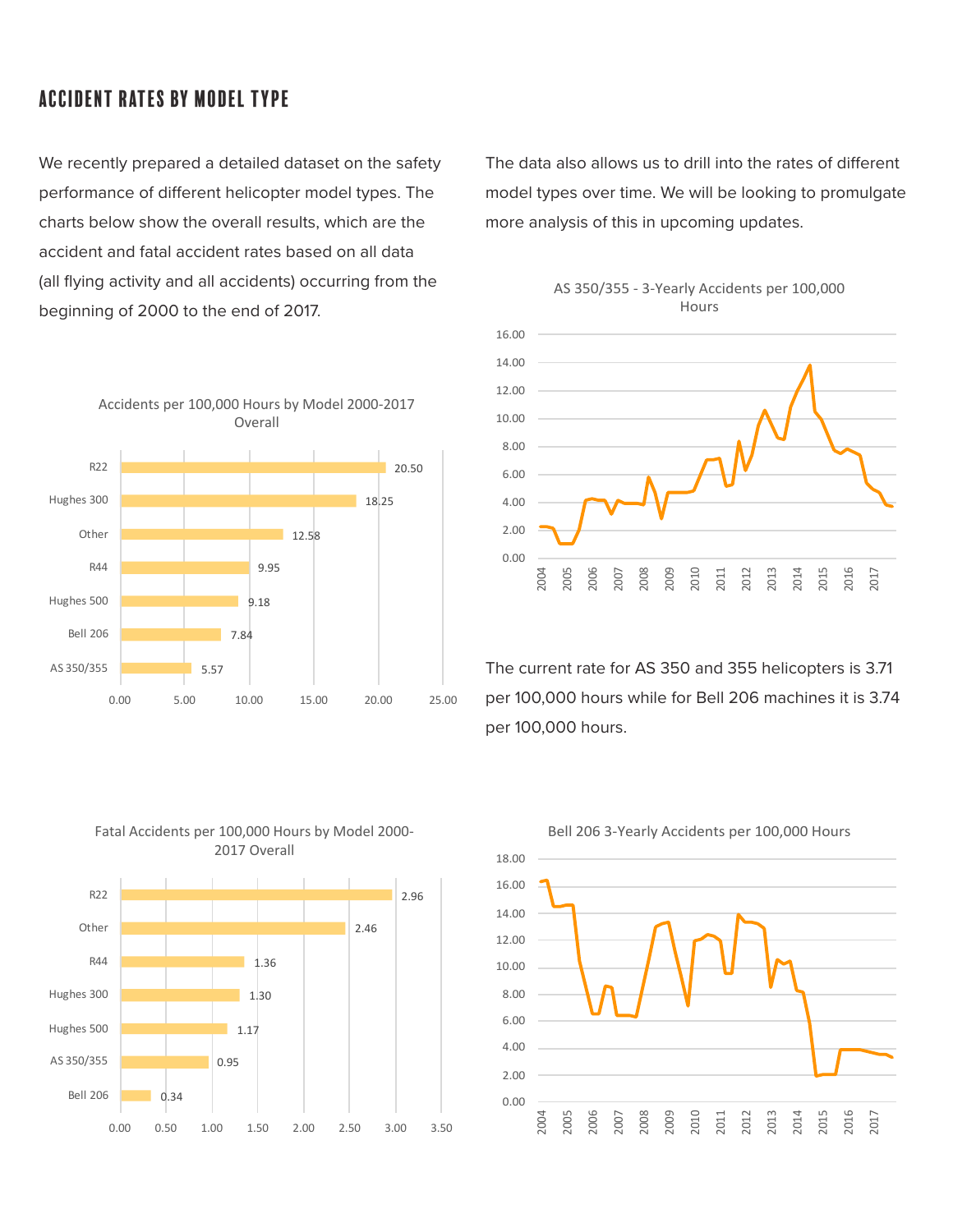## ACCIDENT RATES BY MODEL TYPE

We recently prepared a detailed dataset on the safety performance of different helicopter model types. The charts below show the overall results, which are the accident and fatal accident rates based on all data (all flying activity and all accidents) occurring from the beginning of 2000 to the end of 2017.

The data also allows us to drill into the rates of different model types over time. We will be looking to promulgate more analysis of this in upcoming updates.

**Accidents per 100,000 Hours by Model 2000-2017 Overall**

| Model | Accidents per 100,000 Hours |
|---|---|
| R22 | 20.50 |
| Hughes 300 | 18.25 |
| Other | 12.58 |
| R44 | 9.95 |
| Hughes 500 | 9.18 |
| Bell 206 | 7.84 |
| AS 350/355 | 5.57 |

**AS 350/355 - 3-Yearly Accidents per 100,000 Hours**

The current rate for AS 350 and 355 helicopters is 3.71 per 100,000 hours while for Bell 206 machines it is 3.74 per 100,000 hours.

**Fatal Accidents per 100,000 Hours by Model 2000-2017 Overall**

| Model | Fatal Accidents per 100,000 Hours |
|---|---|
| R22 | 2.96 |
| Other | 2.46 |
| R44 | 1.36 |
| Hughes 300 | 1.30 |
| Hughes 500 | 1.17 |
| AS 350/355 | 0.95 |
| Bell 206 | 0.34 |

**Bell 206 3-Yearly Accidents per 100,000 Hours**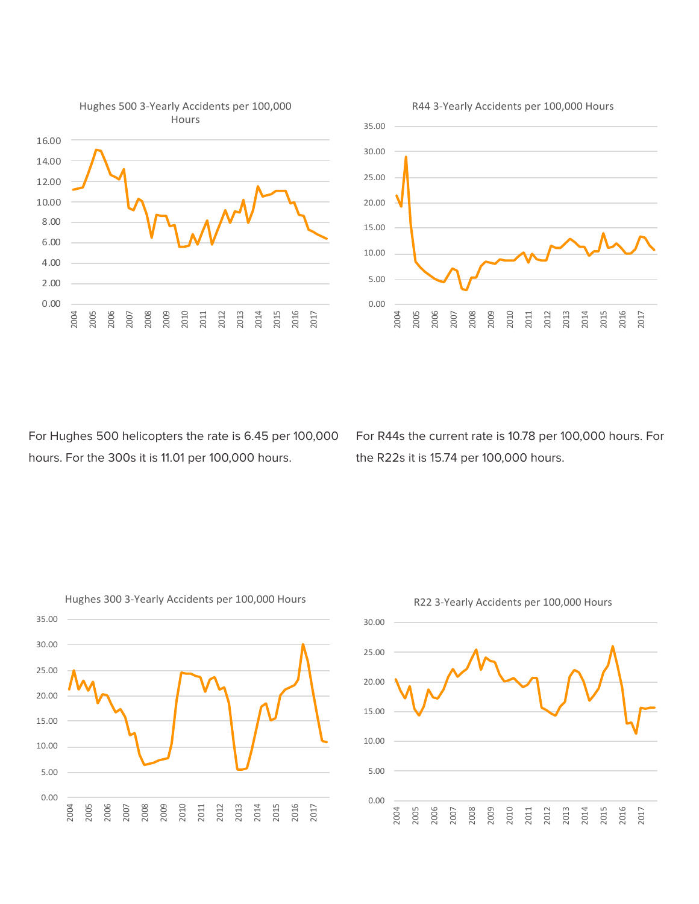Hughes 500 3-Yearly Accidents per 100,000 Hours

16.00
14.00
12.00
10.00
8.00
6.00
4.00
2.00
0.00

2004 2005 2006 2007 2008 2009 2010 2011 2012 2013 2014 2015 2016 2017

R44 3-Yearly Accidents per 100,000 Hours

35.00
30.00
25.00
20.00
15.00
10.00
5.00
0.00

2004 2005 2006 2007 2008 2009 2010 2011 2012 2013 2014 2015 2016 2017

For Hughes 500 helicopters the rate is 6.45 per 100,000 hours. For the 300s it is 11.01 per 100,000 hours.

For R44s the current rate is 10.78 per 100,000 hours. For the R22s it is 15.74 per 100,000 hours.

Hughes 300 3-Yearly Accidents per 100,000 Hours

35.00
30.00
25.00
20.00
15.00
10.00
5.00
0.00

2004 2005 2006 2007 2008 2009 2010 2011 2012 2013 2014 2015 2016 2017

R22 3-Yearly Accidents per 100,000 Hours

30.00
25.00
20.00
15.00
10.00
5.00
0.00

2004 2005 2006 2007 2008 2009 2010 2011 2012 2013 2014 2015 2016 2017